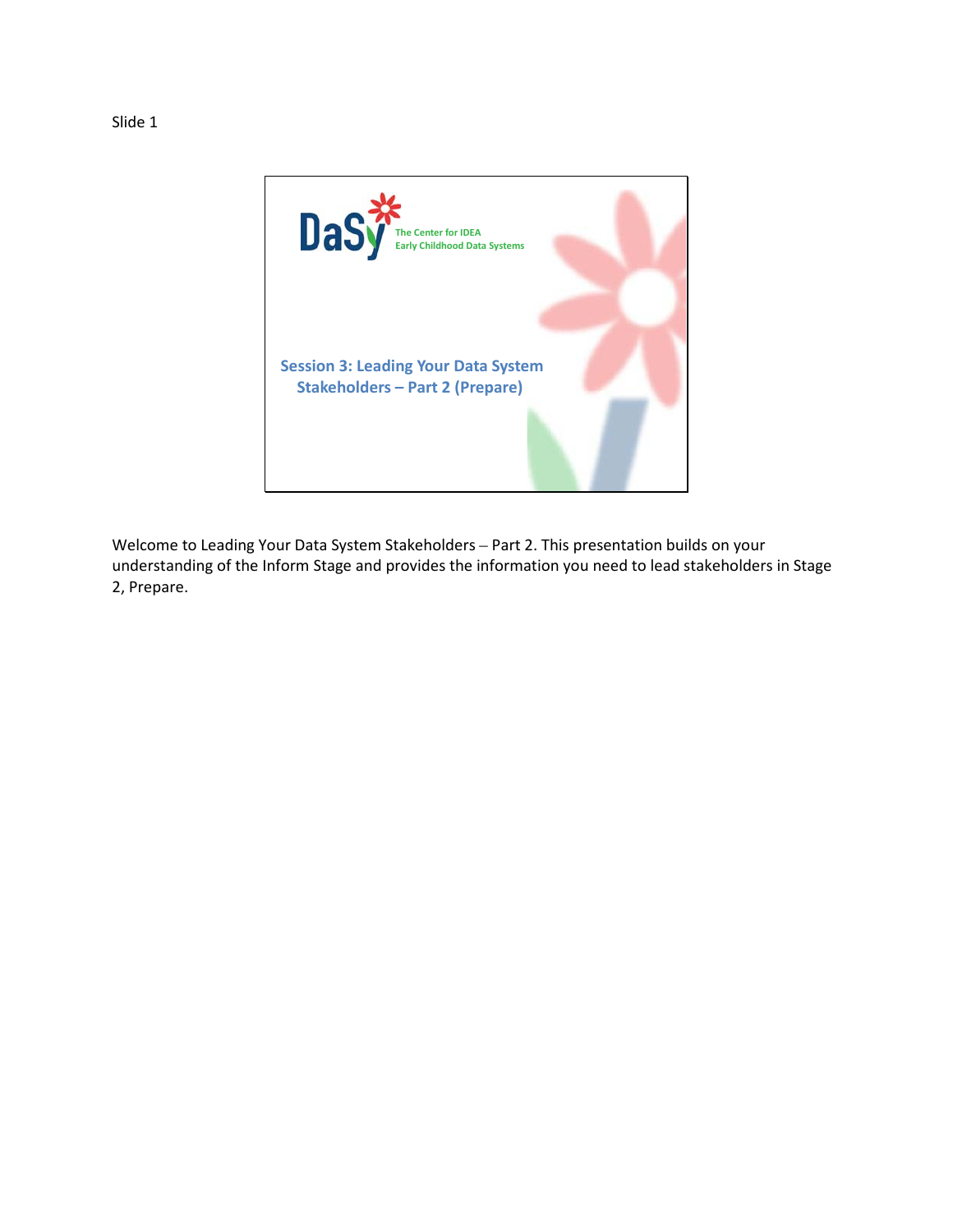Slide 1

DaSy

The Center for IDEA Early Childhood Data Systems

**Session 3: Leading Your Data System Stakeholders – Part 2 (Prepare)**

Welcome to Leading Your Data System Stakeholders – Part 2. This presentation builds on your understanding of the Inform Stage and provides the information you need to lead stakeholders in Stage 2, Prepare.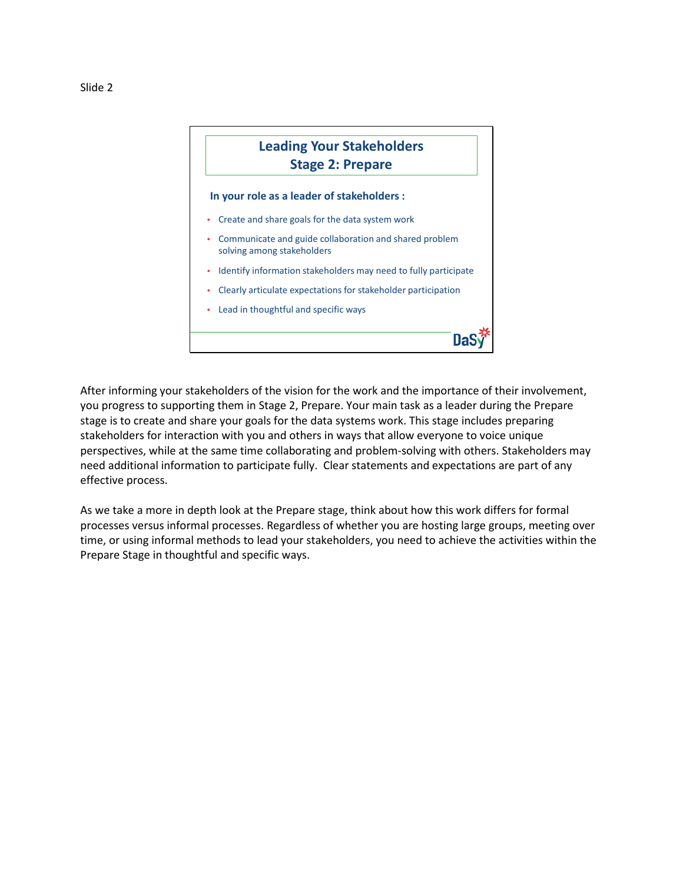Slide 2

## Leading Your Stakeholders
## Stage 2: Prepare

**In your role as a leader of stakeholders :**

- Create and share goals for the data system work
- Communicate and guide collaboration and shared problem solving among stakeholders
- Identify information stakeholders may need to fully participate
- Clearly articulate expectations for stakeholder participation
- Lead in thoughtful and specific ways

DaSy

After informing your stakeholders of the vision for the work and the importance of their involvement, you progress to supporting them in Stage 2, Prepare. Your main task as a leader during the Prepare stage is to create and share your goals for the data systems work. This stage includes preparing stakeholders for interaction with you and others in ways that allow everyone to voice unique perspectives, while at the same time collaborating and problem-solving with others. Stakeholders may need additional information to participate fully. Clear statements and expectations are part of any effective process.

As we take a more in depth look at the Prepare stage, think about how this work differs for formal processes versus informal processes. Regardless of whether you are hosting large groups, meeting over time, or using informal methods to lead your stakeholders, you need to achieve the activities within the Prepare Stage in thoughtful and specific ways.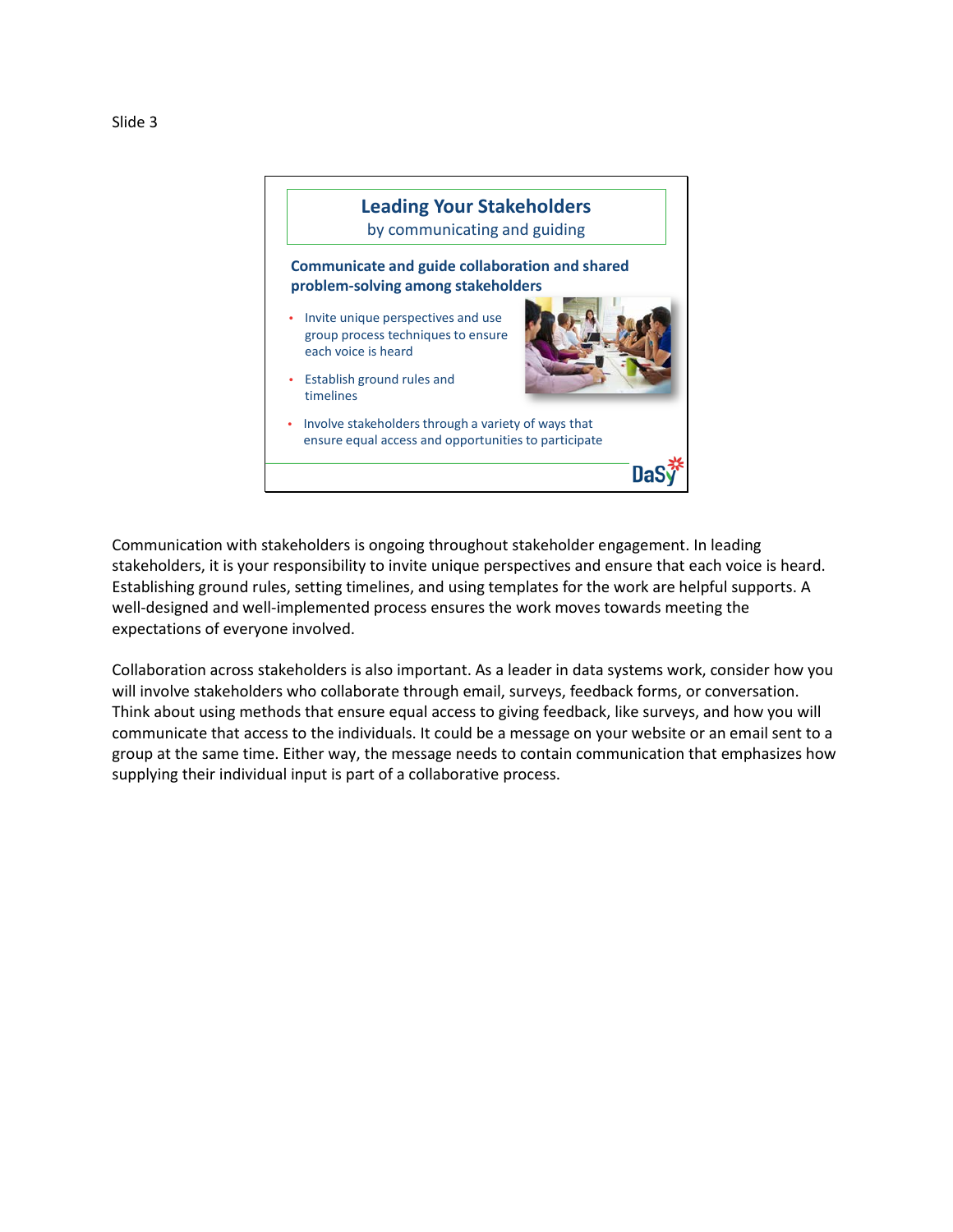Slide 3

## Leading Your Stakeholders

by communicating and guiding

**Communicate and guide collaboration and shared problem-solving among stakeholders**

- Invite unique perspectives and use group process techniques to ensure each voice is heard
- Establish ground rules and timelines
- Involve stakeholders through a variety of ways that ensure equal access and opportunities to participate

DaSy

Communication with stakeholders is ongoing throughout stakeholder engagement. In leading stakeholders, it is your responsibility to invite unique perspectives and ensure that each voice is heard. Establishing ground rules, setting timelines, and using templates for the work are helpful supports. A well-designed and well-implemented process ensures the work moves towards meeting the expectations of everyone involved.

Collaboration across stakeholders is also important. As a leader in data systems work, consider how you will involve stakeholders who collaborate through email, surveys, feedback forms, or conversation. Think about using methods that ensure equal access to giving feedback, like surveys, and how you will communicate that access to the individuals. It could be a message on your website or an email sent to a group at the same time. Either way, the message needs to contain communication that emphasizes how supplying their individual input is part of a collaborative process.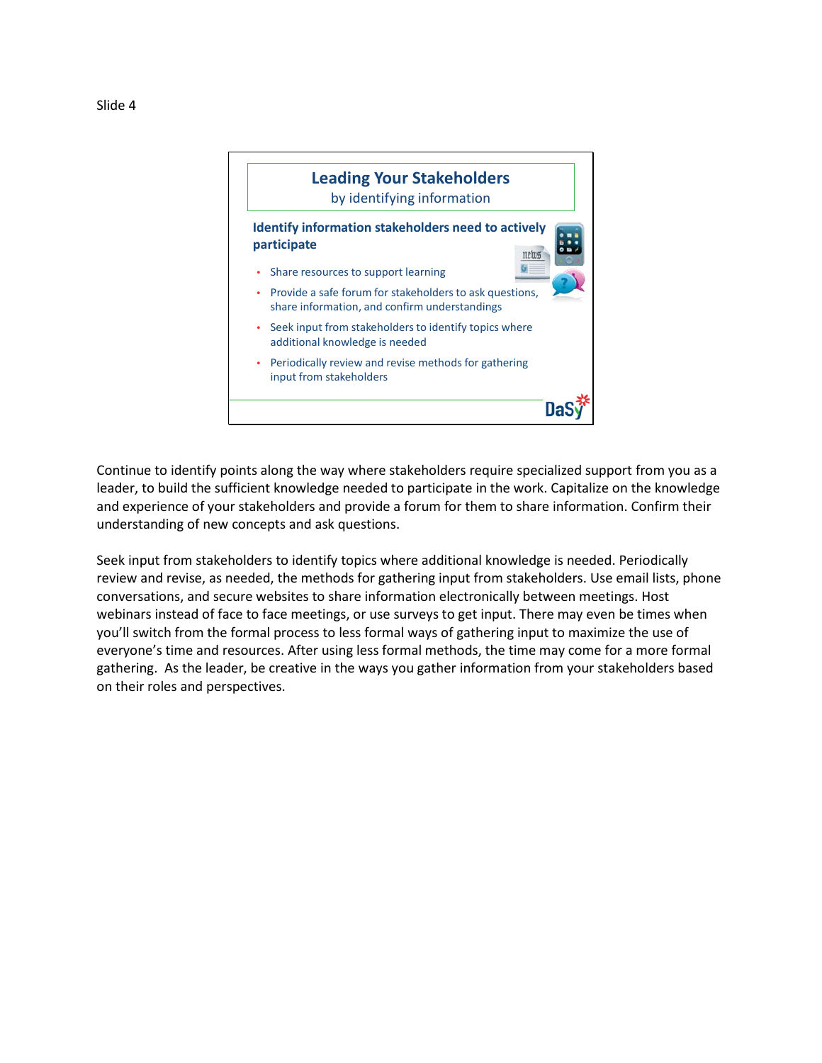Slide 4

## Leading Your Stakeholders

by identifying information

**Identify information stakeholders need to actively participate**

- Share resources to support learning
- Provide a safe forum for stakeholders to ask questions, share information, and confirm understandings
- Seek input from stakeholders to identify topics where additional knowledge is needed
- Periodically review and revise methods for gathering input from stakeholders

DaSy

Continue to identify points along the way where stakeholders require specialized support from you as a leader, to build the sufficient knowledge needed to participate in the work. Capitalize on the knowledge and experience of your stakeholders and provide a forum for them to share information. Confirm their understanding of new concepts and ask questions.

Seek input from stakeholders to identify topics where additional knowledge is needed. Periodically review and revise, as needed, the methods for gathering input from stakeholders. Use email lists, phone conversations, and secure websites to share information electronically between meetings. Host webinars instead of face to face meetings, or use surveys to get input. There may even be times when you'll switch from the formal process to less formal ways of gathering input to maximize the use of everyone's time and resources. After using less formal methods, the time may come for a more formal gathering. As the leader, be creative in the ways you gather information from your stakeholders based on their roles and perspectives.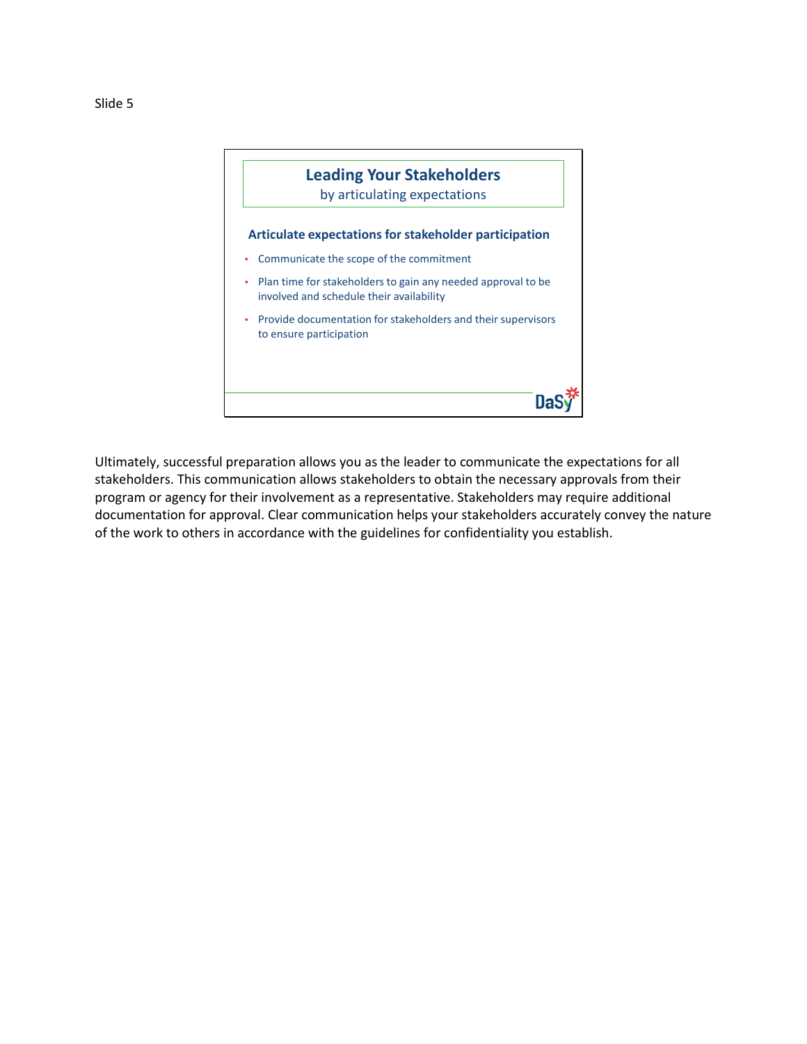Slide 5

## Leading Your Stakeholders

by articulating expectations

### Articulate expectations for stakeholder participation

- Communicate the scope of the commitment
- Plan time for stakeholders to gain any needed approval to be involved and schedule their availability
- Provide documentation for stakeholders and their supervisors to ensure participation

DaSy

Ultimately, successful preparation allows you as the leader to communicate the expectations for all stakeholders. This communication allows stakeholders to obtain the necessary approvals from their program or agency for their involvement as a representative. Stakeholders may require additional documentation for approval. Clear communication helps your stakeholders accurately convey the nature of the work to others in accordance with the guidelines for confidentiality you establish.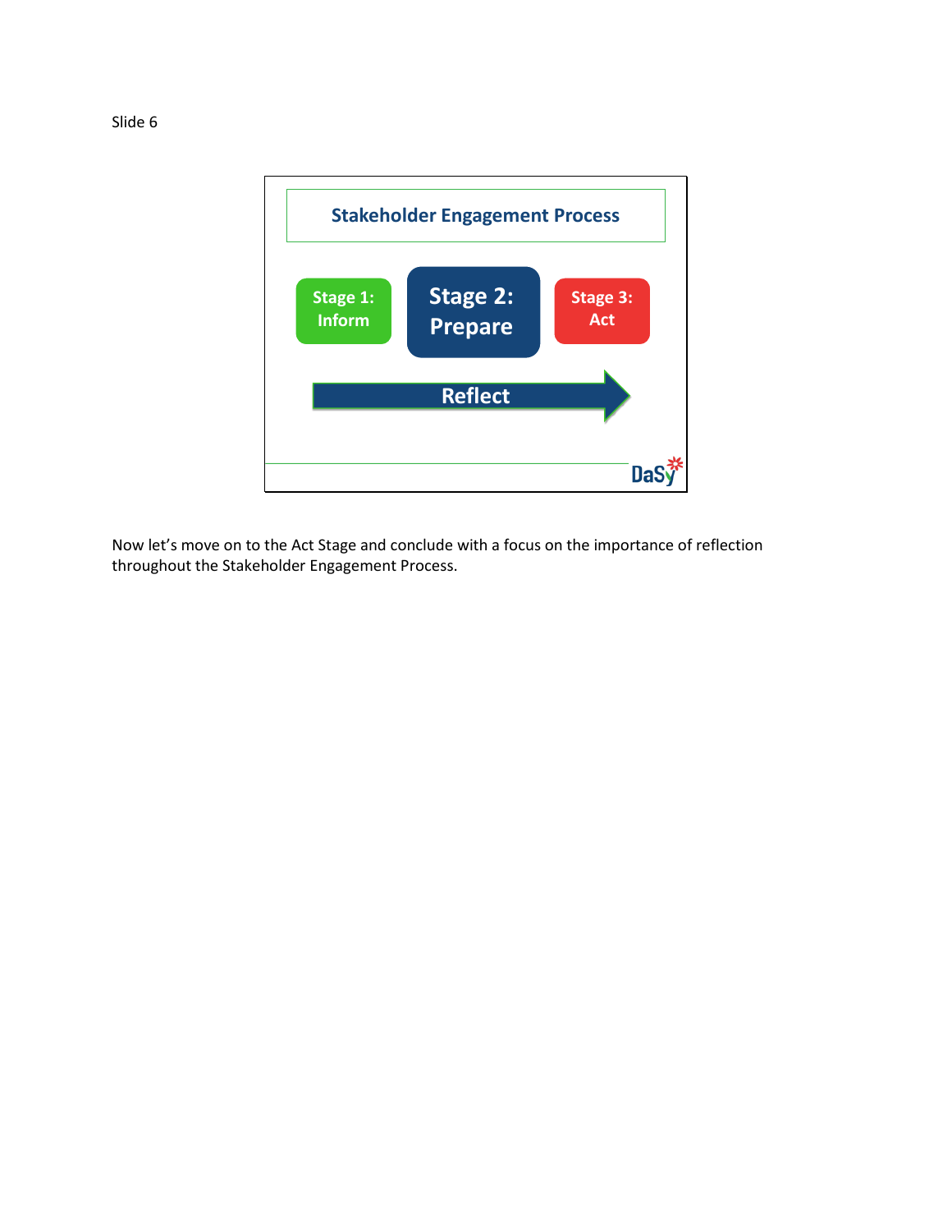Slide 6

Stakeholder Engagement Process

Stage 1: Inform

Stage 2: Prepare

Stage 3: Act

Reflect

DaSy

Now let's move on to the Act Stage and conclude with a focus on the importance of reflection throughout the Stakeholder Engagement Process.